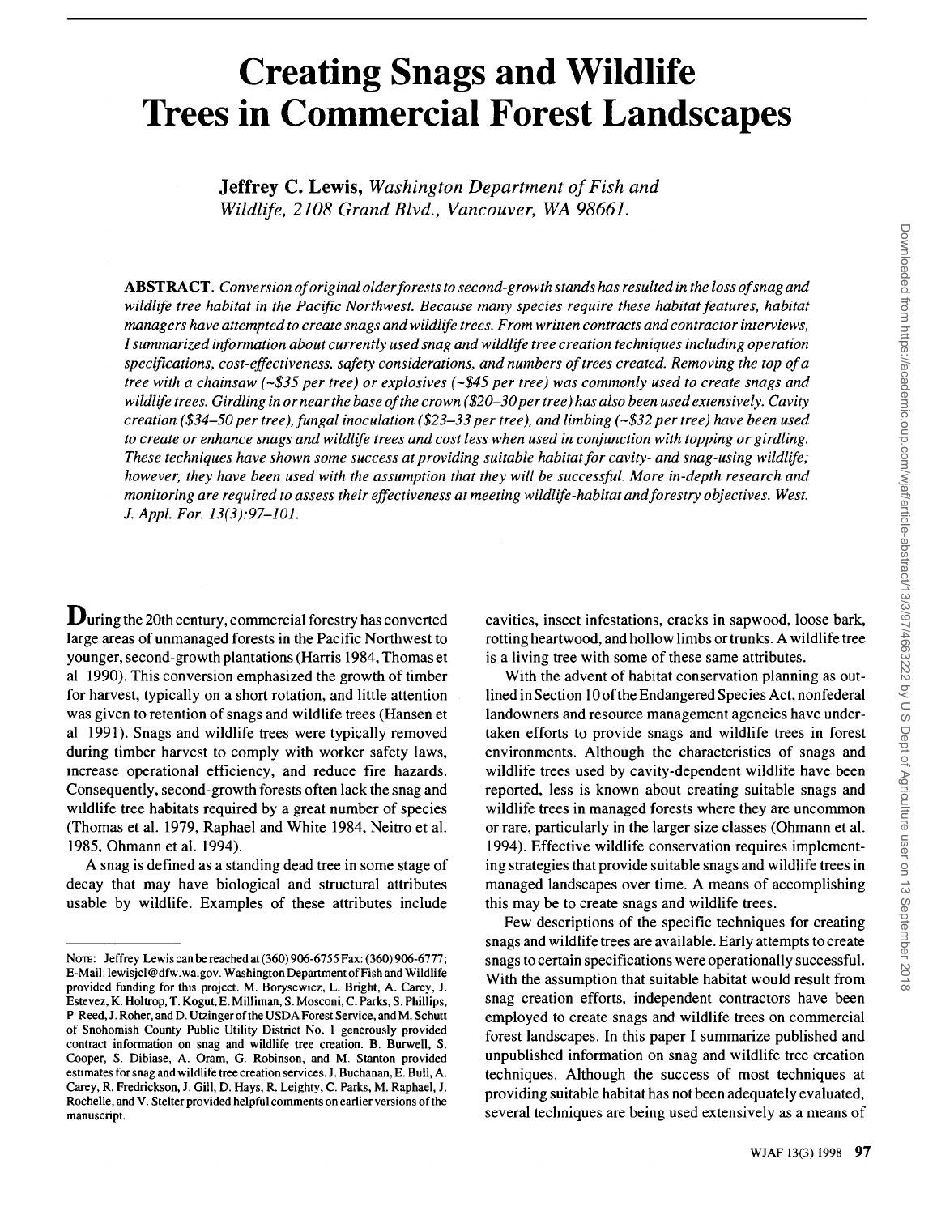# Creating Snags and Wildlife Trees in Commercial Forest Landscapes

**Jeffrey C. Lewis,** *Washington Department of Fish and Wildlife, 2108 Grand Blvd., Vancouver, WA 98661.*

**ABSTRACT.** *Conversion of original older forests to second-growth stands has resulted in the loss of snag and wildlife tree habitat in the Pacific Northwest. Because many species require these habitat features, habitat managers have attempted to create snags and wildlife trees. From written contracts and contractor interviews, I summarized information about currently used snag and wildlife tree creation techniques including operation specifications, cost-effectiveness, safety considerations, and numbers of trees created. Removing the top of a tree with a chainsaw (~\$35 per tree) or explosives (~\$45 per tree) was commonly used to create snags and wildlife trees. Girdling in or near the base of the crown (\$20–30 per tree) has also been used extensively. Cavity creation (\$34–50 per tree), fungal inoculation (\$23–33 per tree), and limbing (~\$32 per tree) have been used to create or enhance snags and wildlife trees and cost less when used in conjunction with topping or girdling. These techniques have shown some success at providing suitable habitat for cavity- and snag-using wildlife; however, they have been used with the assumption that they will be successful. More in-depth research and monitoring are required to assess their effectiveness at meeting wildlife-habitat and forestry objectives. West. J. Appl. For. 13(3):97–101.*

During the 20th century, commercial forestry has converted large areas of unmanaged forests in the Pacific Northwest to younger, second-growth plantations (Harris 1984, Thomas et al 1990). This conversion emphasized the growth of timber for harvest, typically on a short rotation, and little attention was given to retention of snags and wildlife trees (Hansen et al 1991). Snags and wildlife trees were typically removed during timber harvest to comply with worker safety laws, increase operational efficiency, and reduce fire hazards. Consequently, second-growth forests often lack the snag and wildlife tree habitats required by a great number of species (Thomas et al. 1979, Raphael and White 1984, Neitro et al. 1985, Ohmann et al. 1994).

A snag is defined as a standing dead tree in some stage of decay that may have biological and structural attributes usable by wildlife. Examples of these attributes include cavities, insect infestations, cracks in sapwood, loose bark, rotting heartwood, and hollow limbs or trunks. A wildlife tree is a living tree with some of these same attributes.

With the advent of habitat conservation planning as outlined in Section 10 of the Endangered Species Act, nonfederal landowners and resource management agencies have undertaken efforts to provide snags and wildlife trees in forest environments. Although the characteristics of snags and wildlife trees used by cavity-dependent wildlife have been reported, less is known about creating suitable snags and wildlife trees in managed forests where they are uncommon or rare, particularly in the larger size classes (Ohmann et al. 1994). Effective wildlife conservation requires implementing strategies that provide suitable snags and wildlife trees in managed landscapes over time. A means of accomplishing this may be to create snags and wildlife trees.

Few descriptions of the specific techniques for creating snags and wildlife trees are available. Early attempts to create snags to certain specifications were operationally successful. With the assumption that suitable habitat would result from snag creation efforts, independent contractors have been employed to create snags and wildlife trees on commercial forest landscapes. In this paper I summarize published and unpublished information on snag and wildlife tree creation techniques. Although the success of most techniques at providing suitable habitat has not been adequately evaluated, several techniques are being used extensively as a means of

---

NOTE: Jeffrey Lewis can be reached at (360) 906-6755 Fax: (360) 906-6777; E-Mail: lewisjcl@dfw.wa.gov. Washington Department of Fish and Wildlife provided funding for this project. M. Borysewicz, L. Bright, A. Carey, J. Estevez, K. Holtrop, T. Kogut, E. Milliman, S. Mosconi, C. Parks, S. Phillips, P Reed, J. Roher, and D. Utzinger of the USDA Forest Service, and M. Schutt of Snohomish County Public Utility District No. 1 generously provided contract information on snag and wildlife tree creation. B. Burwell, S. Cooper, S. Dibiase, A. Oram, G. Robinson, and M. Stanton provided estimates for snag and wildlife tree creation services. J. Buchanan, E. Bull, A. Carey, R. Fredrickson, J. Gill, D. Hays, R. Leighty, C. Parks, M. Raphael, J. Rochelle, and V. Stelter provided helpful comments on earlier versions of the manuscript.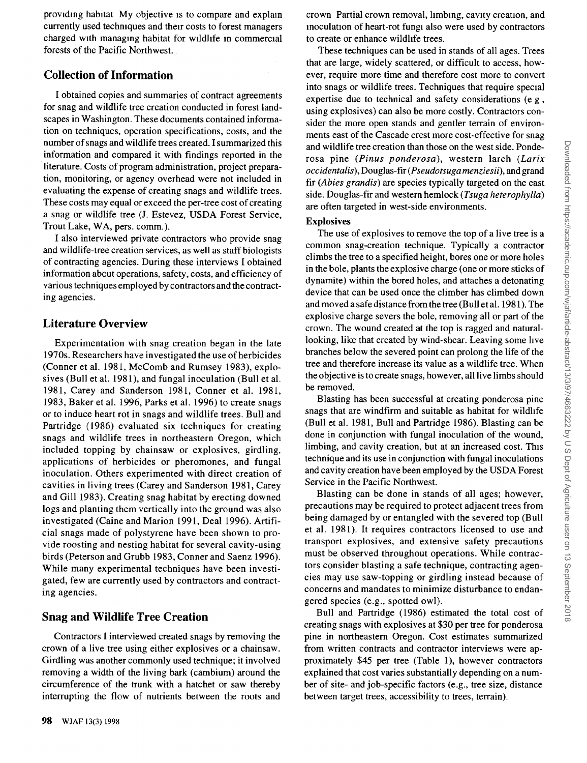providing habitat My objective is to compare and explain currently used techniques and their costs to forest managers charged with managing habitat for wildlife in commercial forests of the Pacific Northwest.

## Collection of Information

I obtained copies and summaries of contract agreements for snag and wildlife tree creation conducted in forest landscapes in Washington. These documents contained information on techniques, operation specifications, costs, and the number of snags and wildlife trees created. I summarized this information and compared it with findings reported in the literature. Costs of program administration, project preparation, monitoring, or agency overhead were not included in evaluating the expense of creating snags and wildlife trees. These costs may equal or exceed the per-tree cost of creating a snag or wildlife tree (J. Estevez, USDA Forest Service, Trout Lake, WA, pers. comm.).

I also interviewed private contractors who provide snag and wildlife-tree creation services, as well as staff biologists of contracting agencies. During these interviews I obtained information about operations, safety, costs, and efficiency of various techniques employed by contractors and the contracting agencies.

## Literature Overview

Experimentation with snag creation began in the late 1970s. Researchers have investigated the use of herbicides (Conner et al. 1981, McComb and Rumsey 1983), explosives (Bull et al. 1981), and fungal inoculation (Bull et al. 1981, Carey and Sanderson 1981, Conner et al. 1981, 1983, Baker et al. 1996, Parks et al. 1996) to create snags or to induce heart rot in snags and wildlife trees. Bull and Partridge (1986) evaluated six techniques for creating snags and wildlife trees in northeastern Oregon, which included topping by chainsaw or explosives, girdling, applications of herbicides or pheromones, and fungal inoculation. Others experimented with direct creation of cavities in living trees (Carey and Sanderson 1981, Carey and Gill 1983). Creating snag habitat by erecting downed logs and planting them vertically into the ground was also investigated (Caine and Marion 1991, Deal 1996). Artificial snags made of polystyrene have been shown to provide roosting and nesting habitat for several cavity-using birds (Peterson and Grubb 1983, Conner and Saenz 1996). While many experimental techniques have been investigated, few are currently used by contractors and contracting agencies.

## Snag and Wildlife Tree Creation

Contractors I interviewed created snags by removing the crown of a live tree using either explosives or a chainsaw. Girdling was another commonly used technique; it involved removing a width of the living bark (cambium) around the circumference of the trunk with a hatchet or saw thereby interrupting the flow of nutrients between the roots and crown Partial crown removal, limbing, cavity creation, and inoculation of heart-rot fungi also were used by contractors to create or enhance wildlife trees.

These techniques can be used in stands of all ages. Trees that are large, widely scattered, or difficult to access, however, require more time and therefore cost more to convert into snags or wildlife trees. Techniques that require special expertise due to technical and safety considerations (e g , using explosives) can also be more costly. Contractors consider the more open stands and gentler terrain of environments east of the Cascade crest more cost-effective for snag and wildlife tree creation than those on the west side. Ponderosa pine (*Pinus ponderosa*), western larch (*Larix occidentalis*), Douglas-fir (*Pseudotsuga menziesii*), and grand fir (*Abies grandis*) are species typically targeted on the east side. Douglas-fir and western hemlock (*Tsuga heterophylla*) are often targeted in west-side environments.

### Explosives

The use of explosives to remove the top of a live tree is a common snag-creation technique. Typically a contractor climbs the tree to a specified height, bores one or more holes in the bole, plants the explosive charge (one or more sticks of dynamite) within the bored holes, and attaches a detonating device that can be used once the climber has climbed down and moved a safe distance from the tree (Bull et al. 1981). The explosive charge severs the bole, removing all or part of the crown. The wound created at the top is ragged and natural-looking, like that created by wind-shear. Leaving some live branches below the severed point can prolong the life of the tree and therefore increase its value as a wildlife tree. When the objective is to create snags, however, all live limbs should be removed.

Blasting has been successful at creating ponderosa pine snags that are windfirm and suitable as habitat for wildlife (Bull et al. 1981, Bull and Partridge 1986). Blasting can be done in conjunction with fungal inoculation of the wound, limbing, and cavity creation, but at an increased cost. This technique and its use in conjunction with fungal inoculations and cavity creation have been employed by the USDA Forest Service in the Pacific Northwest.

Blasting can be done in stands of all ages; however, precautions may be required to protect adjacent trees from being damaged by or entangled with the severed top (Bull et al. 1981). It requires contractors licensed to use and transport explosives, and extensive safety precautions must be observed throughout operations. While contractors consider blasting a safe technique, contracting agencies may use saw-topping or girdling instead because of concerns and mandates to minimize disturbance to endangered species (e.g., spotted owl).

Bull and Partridge (1986) estimated the total cost of creating snags with explosives at $30 per tree for ponderosa pine in northeastern Oregon. Cost estimates summarized from written contracts and contractor interviews were approximately $45 per tree (Table 1), however contractors explained that cost varies substantially depending on a number of site- and job-specific factors (e.g., tree size, distance between target trees, accessibility to trees, terrain).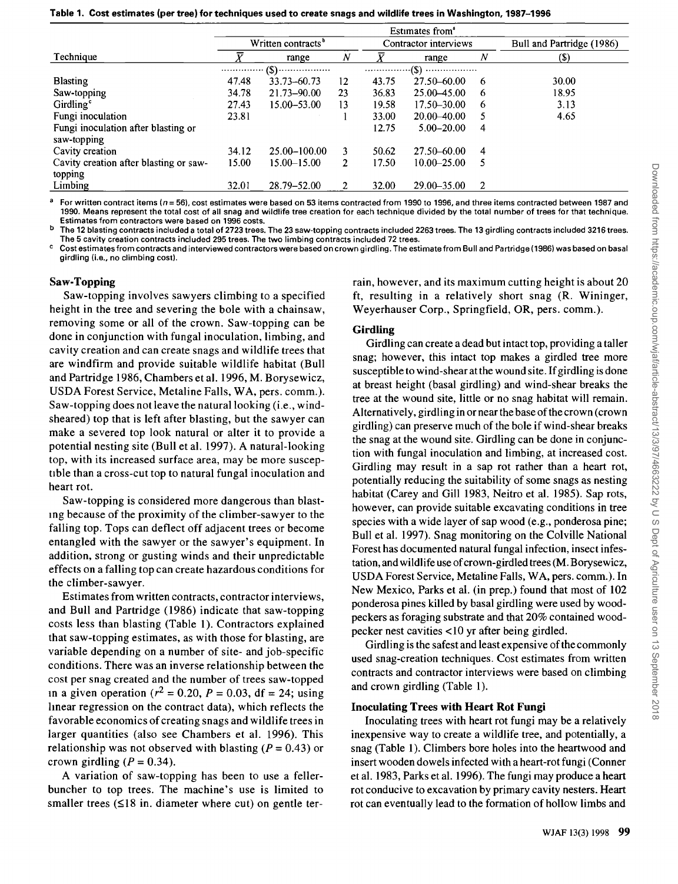**Table 1. Cost estimates (per tree) for techniques used to create snags and wildlife trees in Washington, 1987–1996**

| Technique | Estimates from[a] | | | | | | |
|---|---|---|---|---|---|---|---|
| | Written contracts[b] | | | Contractor interviews | | | Bull and Partridge (1986) |
| | $\bar{X}$ | range | $N$ | $\bar{X}$ | range | $N$ | ($) |
| | ($) | | | ($) | | | |
| Blasting | 47.48 | 33.73–60.73 | 12 | 43.75 | 27.50–60.00 | 6 | 30.00 |
| Saw-topping | 34.78 | 21.73–90.00 | 23 | 36.83 | 25.00–45.00 | 6 | 18.95 |
| Girdling[c] | 27.43 | 15.00–53.00 | 13 | 19.58 | 17.50–30.00 | 6 | 3.13 |
| Fungi inoculation | 23.81 | | 1 | 33.00 | 20.00–40.00 | 5 | 4.65 |
| Fungi inoculation after blasting or saw-topping | | | | 12.75 | 5.00–20.00 | 4 | |
| Cavity creation | 34.12 | 25.00–100.00 | 3 | 50.62 | 27.50–60.00 | 4 | |
| Cavity creation after blasting or saw-topping | 15.00 | 15.00–15.00 | 2 | 17.50 | 10.00–25.00 | 5 | |
| Limbing | 32.01 | 28.79–52.00 | 2 | 32.00 | 29.00–35.00 | 2 | |

[a] For written contract items ($n = 56$), cost estimates were based on 53 items contracted from 1990 to 1996, and three items contracted between 1987 and 1990. Means represent the total cost of all snag and wildlife tree creation for each technique divided by the total number of trees for that technique. Estimates from contractors were based on 1996 costs.

[b] The 12 blasting contracts included a total of 2723 trees. The 23 saw-topping contracts included 2263 trees. The 13 girdling contracts included 3216 trees. The 5 cavity creation contracts included 295 trees. The two limbing contracts included 72 trees.

[c] Cost estimates from contracts and interviewed contractors were based on crown girdling. The estimate from Bull and Partridge (1986) was based on basal girdling (i.e., no climbing cost).

### Saw-Topping

Saw-topping involves sawyers climbing to a specified height in the tree and severing the bole with a chainsaw, removing some or all of the crown. Saw-topping can be done in conjunction with fungal inoculation, limbing, and cavity creation and can create snags and wildlife trees that are windfirm and provide suitable wildlife habitat (Bull and Partridge 1986, Chambers et al. 1996, M. Borysewicz, USDA Forest Service, Metaline Falls, WA, pers. comm.). Saw-topping does not leave the natural looking (i.e., wind-sheared) top that is left after blasting, but the sawyer can make a severed top look natural or alter it to provide a potential nesting site (Bull et al. 1997). A natural-looking top, with its increased surface area, may be more susceptible than a cross-cut top to natural fungal inoculation and heart rot.

Saw-topping is considered more dangerous than blasting because of the proximity of the climber-sawyer to the falling top. Tops can deflect off adjacent trees or become entangled with the sawyer or the sawyer's equipment. In addition, strong or gusting winds and their unpredictable effects on a falling top can create hazardous conditions for the climber-sawyer.

Estimates from written contracts, contractor interviews, and Bull and Partridge (1986) indicate that saw-topping costs less than blasting (Table 1). Contractors explained that saw-topping estimates, as with those for blasting, are variable depending on a number of site- and job-specific conditions. There was an inverse relationship between the cost per snag created and the number of trees saw-topped in a given operation ($r^2 = 0.20$, $P = 0.03$, df = 24; using linear regression on the contract data), which reflects the favorable economics of creating snags and wildlife trees in larger quantities (also see Chambers et al. 1996). This relationship was not observed with blasting ($P = 0.43$) or crown girdling ($P = 0.34$).

A variation of saw-topping has been to use a feller-buncher to top trees. The machine's use is limited to smaller trees (≤18 in. diameter where cut) on gentle terrain, however, and its maximum cutting height is about 20 ft, resulting in a relatively short snag (R. Wininger, Weyerhauser Corp., Springfield, OR, pers. comm.).

#### Girdling

Girdling can create a dead but intact top, providing a taller snag; however, this intact top makes a girdled tree more susceptible to wind-shear at the wound site. If girdling is done at breast height (basal girdling) and wind-shear breaks the tree at the wound site, little or no snag habitat will remain. Alternatively, girdling in or near the base of the crown (crown girdling) can preserve much of the bole if wind-shear breaks the snag at the wound site. Girdling can be done in conjunction with fungal inoculation and limbing, at increased cost. Girdling may result in a sap rot rather than a heart rot, potentially reducing the suitability of some snags as nesting habitat (Carey and Gill 1983, Neitro et al. 1985). Sap rots, however, can provide suitable excavating conditions in tree species with a wide layer of sap wood (e.g., ponderosa pine; Bull et al. 1997). Snag monitoring on the Colville National Forest has documented natural fungal infection, insect infestation, and wildlife use of crown-girdled trees (M. Borysewicz, USDA Forest Service, Metaline Falls, WA, pers. comm.). In New Mexico, Parks et al. (in prep.) found that most of 102 ponderosa pines killed by basal girdling were used by woodpeckers as foraging substrate and that 20% contained woodpecker nest cavities <10 yr after being girdled.

Girdling is the safest and least expensive of the commonly used snag-creation techniques. Cost estimates from written contracts and contractor interviews were based on climbing and crown girdling (Table 1).

#### Inoculating Trees with Heart Rot Fungi

Inoculating trees with heart rot fungi may be a relatively inexpensive way to create a wildlife tree, and potentially, a snag (Table 1). Climbers bore holes into the heartwood and insert wooden dowels infected with a heart-rot fungi (Conner et al. 1983, Parks et al. 1996). The fungi may produce a heart rot conducive to excavation by primary cavity nesters. Heart rot can eventually lead to the formation of hollow limbs and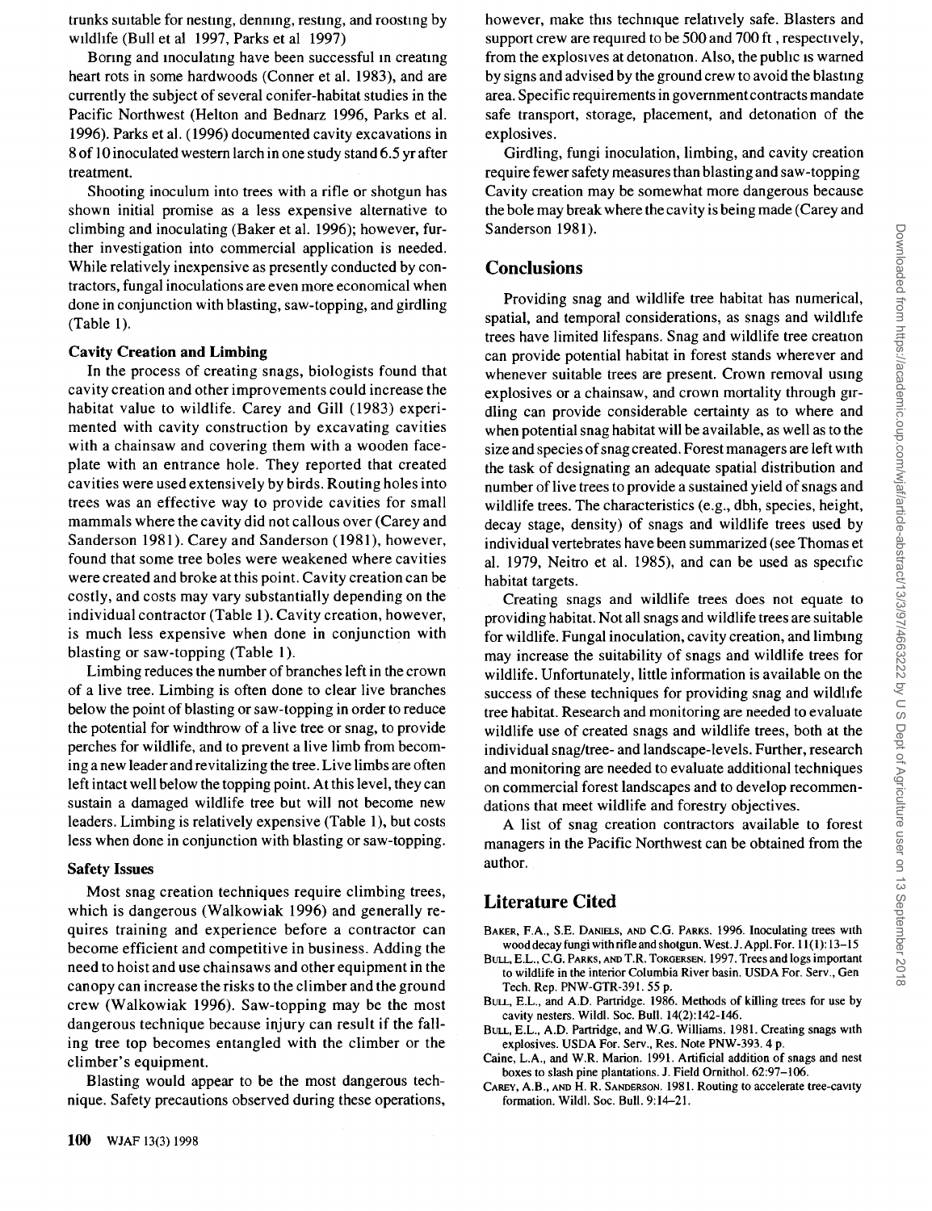trunks suitable for nesting, denning, resting, and roosting by wildlife (Bull et al 1997, Parks et al 1997)

Boring and inoculating have been successful in creating heart rots in some hardwoods (Conner et al. 1983), and are currently the subject of several conifer-habitat studies in the Pacific Northwest (Helton and Bednarz 1996, Parks et al. 1996). Parks et al. (1996) documented cavity excavations in 8 of 10 inoculated western larch in one study stand 6.5 yr after treatment.

Shooting inoculum into trees with a rifle or shotgun has shown initial promise as a less expensive alternative to climbing and inoculating (Baker et al. 1996); however, further investigation into commercial application is needed. While relatively inexpensive as presently conducted by contractors, fungal inoculations are even more economical when done in conjunction with blasting, saw-topping, and girdling (Table 1).

### Cavity Creation and Limbing

In the process of creating snags, biologists found that cavity creation and other improvements could increase the habitat value to wildlife. Carey and Gill (1983) experimented with cavity construction by excavating cavities with a chainsaw and covering them with a wooden faceplate with an entrance hole. They reported that created cavities were used extensively by birds. Routing holes into trees was an effective way to provide cavities for small mammals where the cavity did not callous over (Carey and Sanderson 1981). Carey and Sanderson (1981), however, found that some tree boles were weakened where cavities were created and broke at this point. Cavity creation can be costly, and costs may vary substantially depending on the individual contractor (Table 1). Cavity creation, however, is much less expensive when done in conjunction with blasting or saw-topping (Table 1).

Limbing reduces the number of branches left in the crown of a live tree. Limbing is often done to clear live branches below the point of blasting or saw-topping in order to reduce the potential for windthrow of a live tree or snag, to provide perches for wildlife, and to prevent a live limb from becoming a new leader and revitalizing the tree. Live limbs are often left intact well below the topping point. At this level, they can sustain a damaged wildlife tree but will not become new leaders. Limbing is relatively expensive (Table 1), but costs less when done in conjunction with blasting or saw-topping.

### Safety Issues

Most snag creation techniques require climbing trees, which is dangerous (Walkowiak 1996) and generally requires training and experience before a contractor can become efficient and competitive in business. Adding the need to hoist and use chainsaws and other equipment in the canopy can increase the risks to the climber and the ground crew (Walkowiak 1996). Saw-topping may be the most dangerous technique because injury can result if the falling tree top becomes entangled with the climber or the climber's equipment.

Blasting would appear to be the most dangerous technique. Safety precautions observed during these operations, however, make this technique relatively safe. Blasters and support crew are required to be 500 and 700 ft, respectively, from the explosives at detonation. Also, the public is warned by signs and advised by the ground crew to avoid the blasting area. Specific requirements in government contracts mandate safe transport, storage, placement, and detonation of the explosives.

Girdling, fungi inoculation, limbing, and cavity creation require fewer safety measures than blasting and saw-topping Cavity creation may be somewhat more dangerous because the bole may break where the cavity is being made (Carey and Sanderson 1981).

## Conclusions

Providing snag and wildlife tree habitat has numerical, spatial, and temporal considerations, as snags and wildlife trees have limited lifespans. Snag and wildlife tree creation can provide potential habitat in forest stands wherever and whenever suitable trees are present. Crown removal using explosives or a chainsaw, and crown mortality through girdling can provide considerable certainty as to where and when potential snag habitat will be available, as well as to the size and species of snag created. Forest managers are left with the task of designating an adequate spatial distribution and number of live trees to provide a sustained yield of snags and wildlife trees. The characteristics (e.g., dbh, species, height, decay stage, density) of snags and wildlife trees used by individual vertebrates have been summarized (see Thomas et al. 1979, Neitro et al. 1985), and can be used as specific habitat targets.

Creating snags and wildlife trees does not equate to providing habitat. Not all snags and wildlife trees are suitable for wildlife. Fungal inoculation, cavity creation, and limbing may increase the suitability of snags and wildlife trees for wildlife. Unfortunately, little information is available on the success of these techniques for providing snag and wildlife tree habitat. Research and monitoring are needed to evaluate wildlife use of created snags and wildlife trees, both at the individual snag/tree- and landscape-levels. Further, research and monitoring are needed to evaluate additional techniques on commercial forest landscapes and to develop recommendations that meet wildlife and forestry objectives.

A list of snag creation contractors available to forest managers in the Pacific Northwest can be obtained from the author.

## Literature Cited

Baker, F.A., S.E. Daniels, and C.G. Parks. 1996. Inoculating trees with wood decay fungi with rifle and shotgun. West. J. Appl. For. 11(1):13–15

Bull, E.L., C.G. Parks, and T.R. Torgersen. 1997. Trees and logs important to wildlife in the interior Columbia River basin. USDA For. Serv., Gen Tech. Rep. PNW-GTR-391. 55 p.

Bull, E.L., and A.D. Partridge. 1986. Methods of killing trees for use by cavity nesters. Wildl. Soc. Bull. 14(2):142-146.

Bull, E.L., A.D. Partridge, and W.G. Williams. 1981. Creating snags with explosives. USDA For. Serv., Res. Note PNW-393. 4 p.

Caine, L.A., and W.R. Marion. 1991. Artificial addition of snags and nest boxes to slash pine plantations. J. Field Ornithol. 62:97–106.

Carey, A.B., and H. R. Sanderson. 1981. Routing to accelerate tree-cavity formation. Wildl. Soc. Bull. 9:14–21.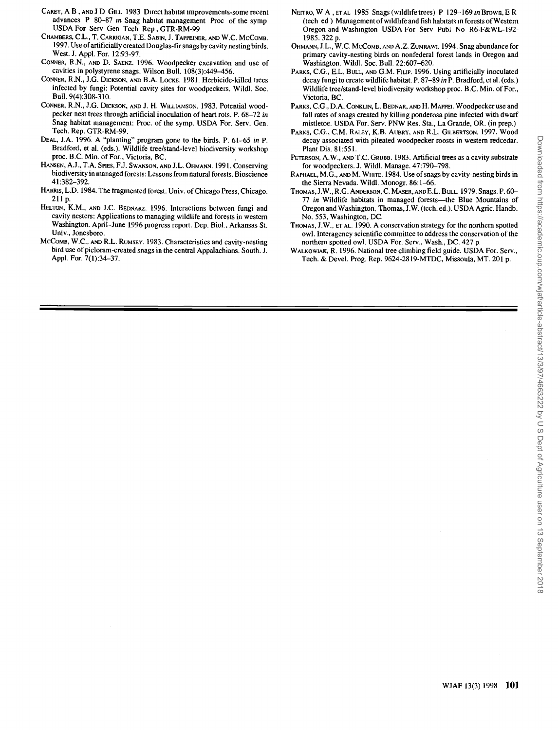CAREY, A B, AND J D GILL 1983 Direct habitat improvements-some recent advances P 80–87 *in* Snag habitat management Proc of the symp USDA For Serv Gen Tech Rep, GTR-RM-99

CHAMBERS, C.L., T. CARRIGAN, T.E. SABIN, J. TAPPEINER, AND W.C. MCCOMB. 1997. Use of artificially created Douglas-fir snags by cavity nesting birds. West. J. Appl. For. 12:93-97.

CONNER, R.N., AND D. SAENZ. 1996. Woodpecker excavation and use of cavities in polystyrene snags. Wilson Bull. 108(3):449–456.

CONNER, R.N., J.G. DICKSON, AND B.A. LOCKE. 1981. Herbicide-killed trees infected by fungi: Potential cavity sites for woodpeckers. Wildl. Soc. Bull. 9(4):308-310.

CONNER, R.N., J.G. DICKSON, AND J. H. WILLIAMSON. 1983. Potential woodpecker nest trees through artificial inoculation of heart rots. P. 68–72 *in* Snag habitat management: Proc. of the symp. USDA For. Serv. Gen. Tech. Rep. GTR-RM-99.

DEAL, J.A. 1996. A "planting" program gone to the birds. P. 61–65 *in* P. Bradford, et al. (eds.). Wildlife tree/stand-level biodiversity workshop proc. B.C. Min. of For., Victoria, BC.

HANSEN, A.J., T.A. SPIES, F.J. SWANSON, AND J.L. OHMANN. 1991. Conserving biodiversity in managed forests: Lessons from natural forests. Bioscience 41:382–392.

HARRIS, L.D. 1984. The fragmented forest. Univ. of Chicago Press, Chicago. 211 p.

HELTON, K.M., AND J.C. BEDNARZ. 1996. Interactions between fungi and cavity nesters: Applications to managing wildlife and forests in western Washington. April–June 1996 progress report. Dep. Biol., Arkansas St. Univ., Jonesboro.

MCCOMB, W.C., AND R.L. RUMSEY. 1983. Characteristics and cavity-nesting bird use of picloram-created snags in the central Appalachians. South. J. Appl. For. 7(1):34–37.

NEITRO, W A, ET AL 1985 Snags (wildlife trees) P 129–169 *in* Brown, E R (tech ed) Management of wildlife and fish habitats in forests of Western Oregon and Washington USDA For Serv Publ No R6-F&WL-192-1985. 322 p.

OHMANN, J.L., W.C. MCCOMB, AND A.Z. ZUMRAWI. 1994. Snag abundance for primary cavity-nesting birds on nonfederal forest lands in Oregon and Washington. Wildl. Soc. Bull. 22:607–620.

PARKS, C.G., E.L. BULL, AND G.M. FILIP. 1996. Using artificially inoculated decay fungi to create wildlife habitat. P. 87–89 *in* P. Bradford, et al. (eds.) Wildlife tree/stand-level biodiversity workshop proc. B.C. Min. of For., Victoria, BC.

PARKS, C.G., D.A. CONKLIN, L. BEDNAR, AND H. MAFFEI. Woodpecker use and fall rates of snags created by killing ponderosa pine infected with dwarf mistletoe. USDA For. Serv. PNW Res. Sta., La Grande, OR. (in prep.)

PARKS, C.G., C.M. RALEY, K.B. AUBRY, AND R.L. GILBERTSON. 1997. Wood decay associated with pileated woodpecker roosts in western redcedar. Plant Dis. 81:551.

PETERSON, A.W., AND T.C. GRUBB. 1983. Artificial trees as a cavity substrate for woodpeckers. J. Wildl. Manage. 47:790–798.

RAPHAEL, M.G., AND M. WHITE. 1984. Use of snags by cavity-nesting birds in the Sierra Nevada. Wildl. Monogr. 86:1–66.

THOMAS, J.W., R.G. ANDERSON, C. MASER, AND E.L. BULL. 1979. Snags. P. 60–77 *in* Wildlife habitats in managed forests—the Blue Mountains of Oregon and Washington, Thomas, J.W. (tech. ed.). USDA Agric. Handb. No. 553, Washington, DC.

THOMAS, J.W., ET AL. 1990. A conservation strategy for the northern spotted owl. Interagency scientific committee to address the conservation of the northern spotted owl. USDA For. Serv., Wash., DC. 427 p.

WALKOWIAK, R. 1996. National tree climbing field guide. USDA For. Serv., Tech. & Devel. Prog. Rep. 9624-2819-MTDC, Missoula, MT. 201 p.